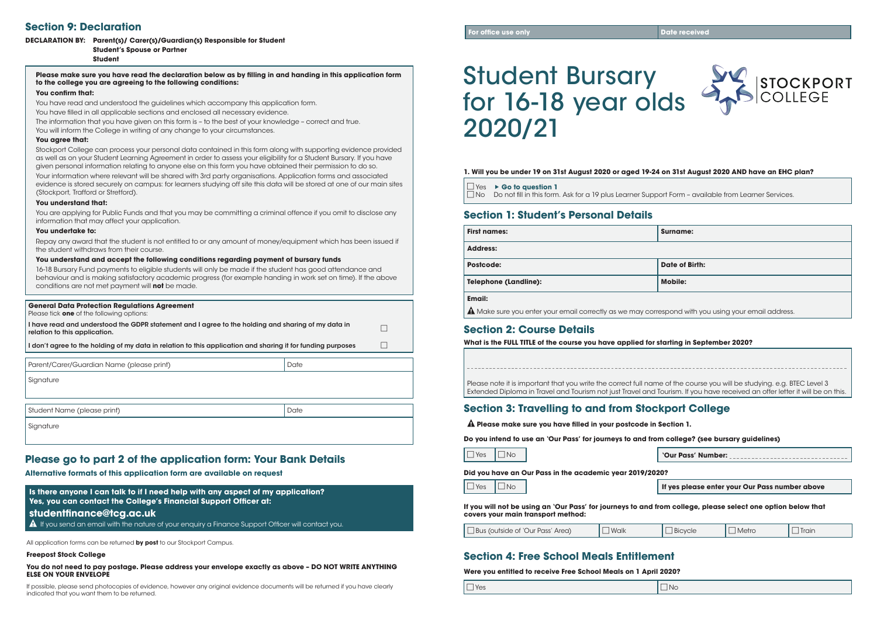## Section 9: Declaration

**DECLARATION BY: Parent(s)/ Carer(s)/Guardian(s) Responsible for Student**
**Student's Spouse or Partner**
**Student**

**Please make sure you have read the declaration below as by filling in and handing in this application form to the college you are agreeing to the following conditions:**

**You confirm that:**

You have read and understood the guidelines which accompany this application form.

You have filled in all applicable sections and enclosed all necessary evidence.

The information that you have given on this form is – to the best of your knowledge – correct and true.

You will inform the College in writing of any change to your circumstances.

**You agree that:**

Stockport College can process your personal data contained in this form along with supporting evidence provided as well as on your Student Learning Agreement in order to assess your eligibility for a Student Bursary. If you have given personal information relating to anyone else on this form you have obtained their permission to do so.

Your information where relevant will be shared with 3rd party organisations. Application forms and associated evidence is stored securely on campus: for learners studying off site this data will be stored at one of our main sites (Stockport, Trafford or Stretford).

**You understand that:**

You are applying for Public Funds and that you may be committing a criminal offence if you omit to disclose any information that may affect your application.

**You undertake to:**

Repay any award that the student is not entitled to or any amount of money/equipment which has been issued if the student withdraws from their course.

**You understand and accept the following conditions regarding payment of bursary funds**

16-18 Bursary Fund payments to eligible students will only be made if the student has good attendance and behaviour and is making satisfactory academic progress (for example handing in work set on time). If the above conditions are not met payment will **not** be made.

**General Data Protection Regulations Agreement**
Please tick **one** of the following options:

| | |
|---|---|
| **I have read and understood the GDPR statement and I agree to the holding and sharing of my data in relation to this application.** | ☐ |
| **I don't agree to the holding of my data in relation to this application and sharing it for funding purposes** | ☐ |

| Parent/Carer/Guardian Name (please print) | Date |
|---|---|
| Signature | |

| Student Name (please print) | Date |
|---|---|
| Signature | |

## Please go to part 2 of the application form: Your Bank Details

**Alternative formats of this application form are available on request**

**Is there anyone I can talk to if I need help with any aspect of my application?**
**Yes, you can contact the College's Financial Support Officer at:**

**studentfinance@tcg.ac.uk**

⚠ If you send an email with the nature of your enquiry a Finance Support Officer will contact you.

All application forms can be returned **by post** to our Stockport Campus.

**Freepost Stock College**

**You do not need to pay postage. Please address your envelope exactly as above – DO NOT WRITE ANYTHING ELSE ON YOUR ENVELOPE**

If possible, please send photocopies of evidence, however any original evidence documents will be returned if you have clearly indicated that you want them to be returned.

| For office use only | Date received |
|---|---|

# Student Bursary for 16-18 year olds 2020/21

STOCKPORT COLLEGE

**1. Will you be under 19 on 31st August 2020 or aged 19-24 on 31st August 2020 AND have an EHC plan?**

☐ Yes ► **Go to question 1**
☐ No Do not fill in this form. Ask for a 19 plus Learner Support Form – available from Learner Services.

## Section 1: Student's Personal Details

| | |
|---|---|
| **First names:** | **Surname:** |
| **Address:** | |
| **Postcode:** | **Date of Birth:** |
| **Telephone (Landline):** | **Mobile:** |
| **Email:** | |

⚠ Make sure you enter your email correctly as we may correspond with you using your email address.

## Section 2: Course Details

**What is the FULL TITLE of the course you have applied for starting in September 2020?**

Please note it is important that you write the correct full name of the course you will be studying. e.g. BTEC Level 3 Extended Diploma in Travel and Tourism not just Travel and Tourism. If you have received an offer letter it will be on this.

## Section 3: Travelling to and from Stockport College

⚠ **Please make sure you have filled in your postcode in Section 1.**

**Do you intend to use an 'Our Pass' for journeys to and from college? (see bursary guidelines)**

☐ Yes ☐ No **'Our Pass' Number:** ______________

**Did you have an Our Pass in the academic year 2019/2020?**

☐ Yes ☐ No **If yes please enter your Our Pass number above**

**If you will not be using an 'Our Pass' for journeys to and from college, please select one option below that covers your main transport method:**

☐ Bus (outside of 'Our Pass' Area) ☐ Walk ☐ Bicycle ☐ Metro ☐ Train

## Section 4: Free School Meals Entitlement

**Were you entitled to receive Free School Meals on 1 April 2020?**

☐ Yes ☐ No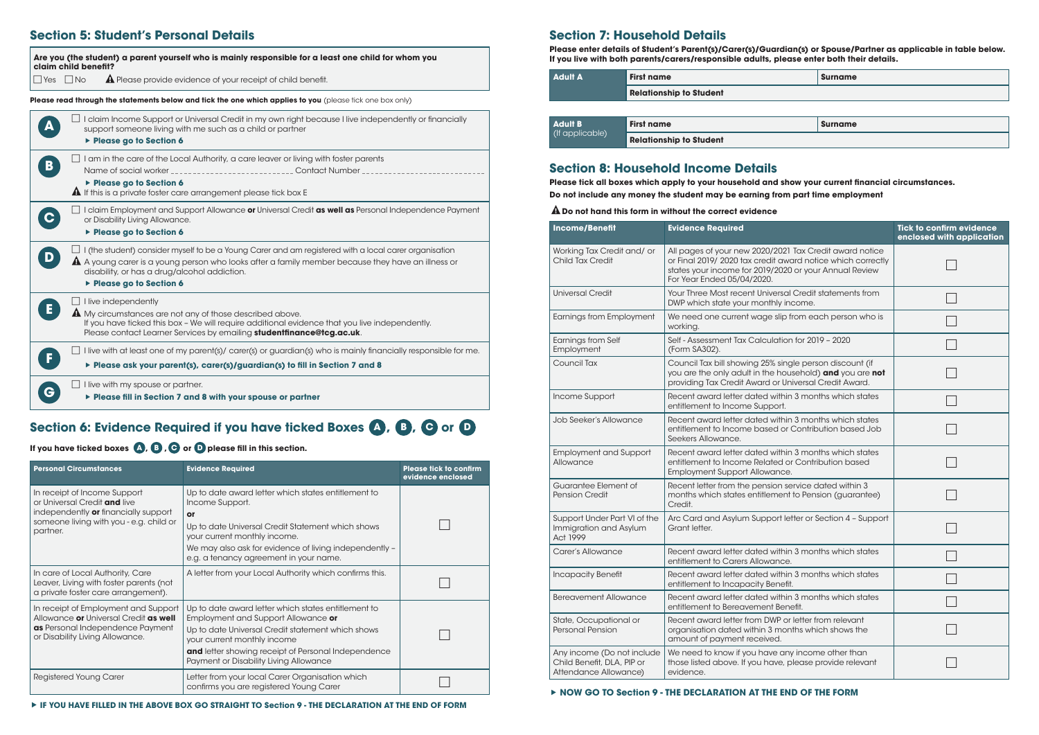## Section 5: Student's Personal Details

**Are you (the student) a parent yourself who is mainly responsible for a least one child for whom you claim child benefit?**

☐ Yes ☐ No ⚠ Please provide evidence of your receipt of child benefit.

**Please read through the statements below and tick the one which applies to you** (please tick one box only)

**A** ☐ I claim Income Support or Universal Credit in my own right because I live independently or financially support someone living with me such as a child or partner
▸ **Please go to Section 6**

**B** ☐ I am in the care of the Local Authority, a care leaver or living with foster parents
Name of social worker ______________________ Contact Number ______________________
▸ **Please go to Section 6**
⚠ If this is a private foster care arrangement please tick box E

**C** ☐ I claim Employment and Support Allowance **or** Universal Credit **as well as** Personal Independence Payment or Disability Living Allowance.
▸ **Please go to Section 6**

**D** ☐ I (the student) consider myself to be a Young Carer and am registered with a local carer organisation
⚠ A young carer is a young person who looks after a family member because they have an illness or disability, or has a drug/alcohol addiction.
▸ **Please go to Section 6**

**E** ☐ I live independently
⚠ My circumstances are not any of those described above.
If you have ticked this box – We will require additional evidence that you live independently.
Please contact Learner Services by emailing **studentfinance@tcg.ac.uk**.

**F** ☐ I live with at least one of my parent(s)/ carer(s) or guardian(s) who is mainly financially responsible for me.
▸ **Please ask your parent(s), carer(s)/guardian(s) to fill in Section 7 and 8**

**G** ☐ I live with my spouse or partner.
▸ **Please fill in Section 7 and 8 with your spouse or partner**

## Section 6: Evidence Required if you have ticked Boxes A, B, C or D

**If you have ticked boxes A, B, C or D please fill in this section.**

| Personal Circumstances | Evidence Required | Please tick to confirm evidence enclosed |
|---|---|---|
| In receipt of Income Support or Universal Credit **and** live independently **or** financially support someone living with you - e.g. child or partner. | Up to date award letter which states entitlement to Income Support. **or** Up to date Universal Credit Statement which shows your current monthly income. We may also ask for evidence of living independently – e.g. a tenancy agreement in your name. | ☐ |
| In care of Local Authority, Care Leaver, Living with foster parents (not a private foster care arrangement). | A letter from your Local Authority which confirms this. | ☐ |
| In receipt of Employment and Support Allowance **or** Universal Credit **as well as** Personal Independence Payment or Disability Living Allowance. | Up to date award letter which states entitlement to Employment and Support Allowance **or** Up to date Universal Credit statement which shows your current monthly income **and** letter showing receipt of Personal Independence Payment or Disability Living Allowance | ☐ |
| Registered Young Carer | Letter from your local Carer Organisation which confirms you are registered Young Carer | ☐ |

▸ **IF YOU HAVE FILLED IN THE ABOVE BOX GO STRAIGHT TO Section 9 - THE DECLARATION AT THE END OF FORM**

## Section 7: Household Details

**Please enter details of Student's Parent(s)/Carer(s)/Guardian(s) or Spouse/Partner as applicable in table below. If you live with both parents/carers/responsible adults, please enter both their details.**

| **Adult A** | **First name** | **Surname** |
|---|---|---|
| | **Relationship to Student** | |

| **Adult B** (If applicable) | **First name** | **Surname** |
|---|---|---|
| | **Relationship to Student** | |

## Section 8: Household Income Details

**Please tick all boxes which apply to your household and show your current financial circumstances.**

**Do not include any money the student may be earning from part time employment**

⚠ **Do not hand this form in without the correct evidence**

| Income/Benefit | Evidence Required | Tick to confirm evidence enclosed with application |
|---|---|---|
| Working Tax Credit and/ or Child Tax Credit | All pages of your new 2020/2021 Tax Credit award notice or Final 2019/ 2020 tax credit award notice which correctly states your income for 2019/2020 or your Annual Review For Year Ended 05/04/2020. | ☐ |
| Universal Credit | Your Three Most recent Universal Credit statements from DWP which state your monthly income. | ☐ |
| Earnings from Employment | We need one current wage slip from each person who is working. | ☐ |
| Earnings from Self Employment | Self - Assessment Tax Calculation for 2019 – 2020 (Form SA302). | ☐ |
| Council Tax | Council Tax bill showing 25% single person discount (if you are the only adult in the household) **and** you are **not** providing Tax Credit Award or Universal Credit Award. | ☐ |
| Income Support | Recent award letter dated within 3 months which states entitlement to Income Support. | ☐ |
| Job Seeker's Allowance | Recent award letter dated within 3 months which states entitlement to Income based or Contribution based Job Seekers Allowance. | ☐ |
| Employment and Support Allowance | Recent award letter dated within 3 months which states entitlement to Income Related or Contribution based Employment Support Allowance. | ☐ |
| Guarantee Element of Pension Credit | Recent letter from the pension service dated within 3 months which states entitlement to Pension (guarantee) Credit. | ☐ |
| Support Under Part VI of the Immigration and Asylum Act 1999 | Arc Card and Asylum Support letter or Section 4 – Support Grant letter. | ☐ |
| Carer's Allowance | Recent award letter dated within 3 months which states entitlement to Carers Allowance. | ☐ |
| Incapacity Benefit | Recent award letter dated within 3 months which states entitlement to Incapacity Benefit. | ☐ |
| Bereavement Allowance | Recent award letter dated within 3 months which states entitlement to Bereavement Benefit. | ☐ |
| State, Occupational or Personal Pension | Recent award letter from DWP or letter from relevant organisation dated within 3 months which shows the amount of payment received. | ☐ |
| Any income (Do not include Child Benefit, DLA, PIP or Attendance Allowance) | We need to know if you have any income other than those listed above. If you have, please provide relevant evidence. | ☐ |

▸ **NOW GO TO Section 9 - THE DECLARATION AT THE END OF THE FORM**